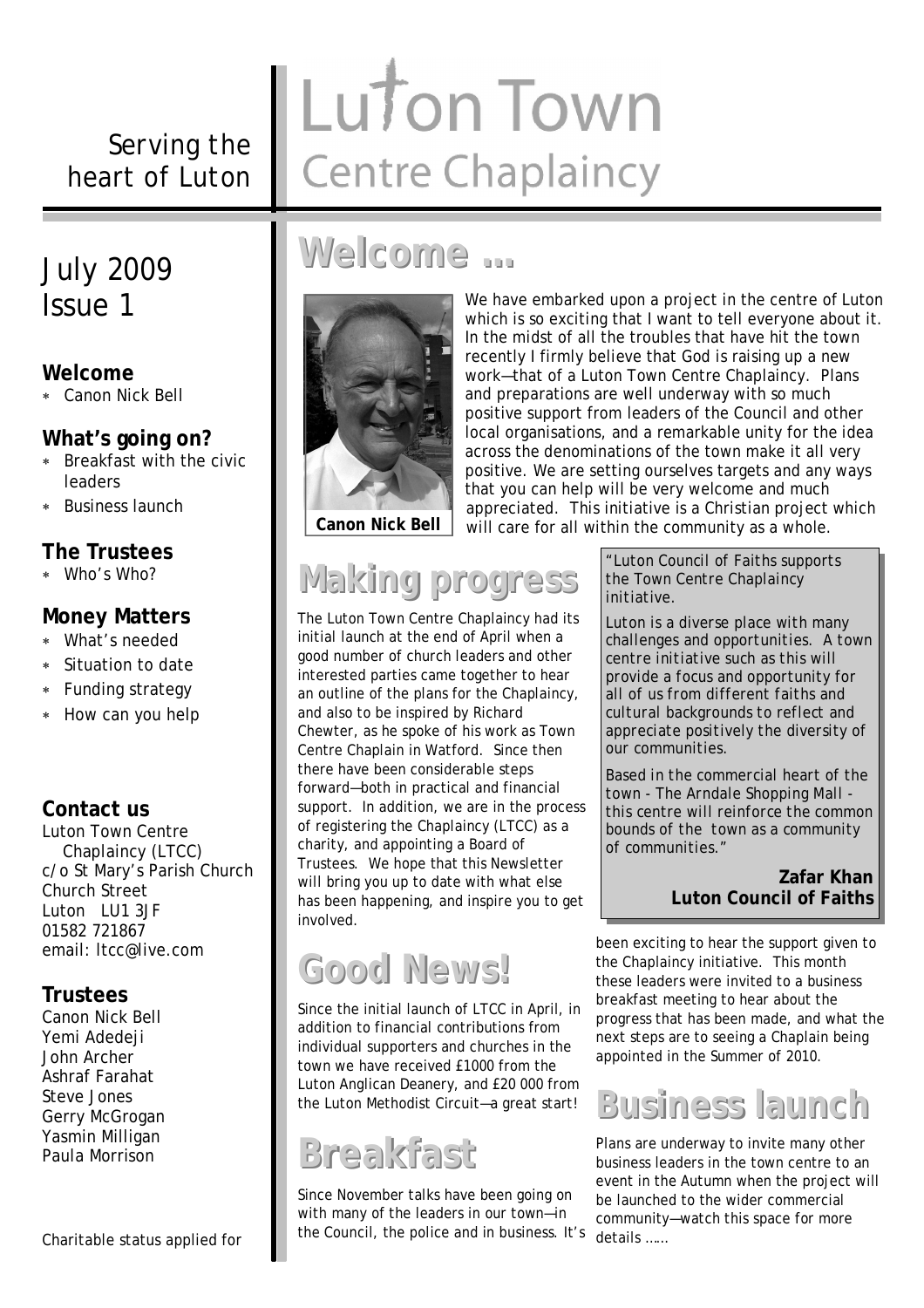# Luton Town Centre Chaplaincy

Serving the heart of Luton

## July 2009
## Issue 1

**Welcome**
- Canon Nick Bell

**What's going on?**
- Breakfast with the civic leaders
- Business launch

**The Trustees**
- Who's Who?

**Money Matters**
- What's needed
- Situation to date
- Funding strategy
- How can you help

**Contact us**

Luton Town Centre Chaplaincy (LTCC)
c/o St Mary's Parish Church
Church Street
Luton LU1 3JF
01582 721867
email: ltcc@live.com

**Trustees**

Canon Nick Bell
Yemi Adedeji
John Archer
Ashraf Farahat
Steve Jones
Gerry McGrogan
Yasmin Milligan
Paula Morrison

*Charitable status applied for*

## Welcome ...

**Canon Nick Bell**

We have embarked upon a project in the centre of Luton which is so exciting that I want to tell everyone about it. In the midst of all the troubles that have hit the town recently I firmly believe that God is raising up a new work—that of a Luton Town Centre Chaplaincy. Plans and preparations are well underway with so much positive support from leaders of the Council and other local organisations, and a remarkable unity for the idea across the denominations of the town make it all very positive. We are setting ourselves targets and any ways that you can help will be very welcome and much appreciated. This initiative is a Christian project which will care for all within the community as a whole.

## Making progress

The Luton Town Centre Chaplaincy had its initial launch at the end of April when a good number of church leaders and other interested parties came together to hear an outline of the plans for the Chaplaincy, and also to be inspired by Richard Chewter, as he spoke of his work as Town Centre Chaplain in Watford. Since then there have been considerable steps forward—both in practical and financial support. In addition, we are in the process of registering the Chaplaincy (LTCC) as a charity, and appointing a Board of Trustees. We hope that this Newsletter will bring you up to date with what else has been happening, and inspire you to get involved.

> *"Luton Council of Faiths supports the Town Centre Chaplaincy initiative.*
>
> *Luton is a diverse place with many challenges and opportunities. A town centre initiative such as this will provide a focus and opportunity for all of us from different faiths and cultural backgrounds to reflect and appreciate positively the diversity of our communities.*
>
> *Based in the commercial heart of the town - The Arndale Shopping Mall - this centre will reinforce the common bounds of the town as a community of communities."*
>
> **Zafar Khan**
> **Luton Council of Faiths**

## Good News!

Since the initial launch of LTCC in April, in addition to financial contributions from individual supporters and churches in the town we have received £1000 from the Luton Anglican Deanery, and £20 000 from the Luton Methodist Circuit—a great start!

## Breakfast

Since November talks have been going on with many of the leaders in our town—in the Council, the police and in business. It's been exciting to hear the support given to the Chaplaincy initiative. This month these leaders were invited to a business breakfast meeting to hear about the progress that has been made, and what the next steps are to seeing a Chaplain being appointed in the Summer of 2010.

## Business launch

Plans are underway to invite many other business leaders in the town centre to an event in the Autumn when the project will be launched to the wider commercial community—watch this space for more details ......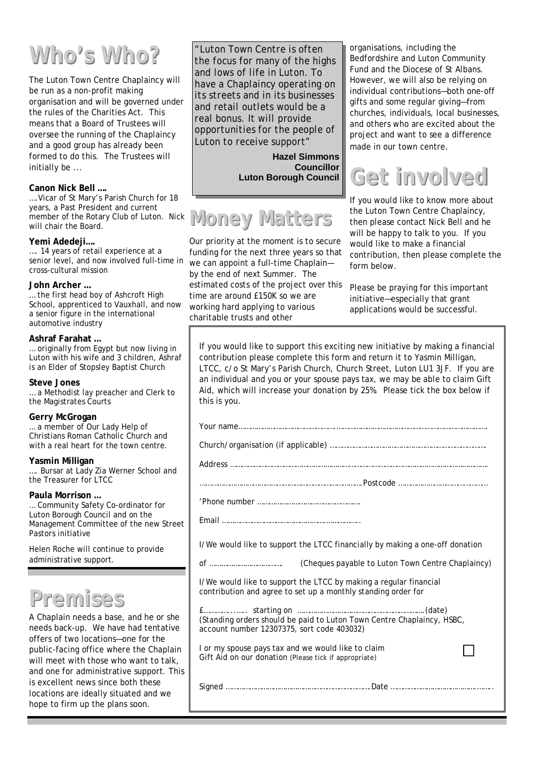# Who's Who?

The Luton Town Centre Chaplaincy will be run as a non-profit making organisation and will be governed under the rules of the Charities Act. This means that a Board of Trustees will oversee the running of the Chaplaincy and a good group has already been formed to do this. The Trustees will initially be ...

**Canon Nick Bell ….**
….Vicar of St Mary's Parish Church for 18 years, a Past President and current member of the Rotary Club of Luton. Nick will chair the Board.

**Yemi Adedeji….**
…. 14 years of retail experience at a senior level, and now involved full-time in cross-cultural mission

**John Archer …**
… the first head boy of Ashcroft High School, apprenticed to Vauxhall, and now a senior figure in the international automotive industry

**Ashraf Farahat …**
… originally from Egypt but now living in Luton with his wife and 3 children, Ashraf is an Elder of Stopsley Baptist Church

**Steve Jones**
… a Methodist lay preacher and Clerk to the Magistrates Courts

**Gerry McGrogan**
… a member of Our Lady Help of Christians Roman Catholic Church and with a real heart for the town centre.

**Yasmin Milligan**
…. Bursar at Lady Zia Werner School and the Treasurer for LTCC

**Paula Morrison …**
… Community Safety Co-ordinator for Luton Borough Council and on the Management Committee of the new Street Pastors initiative

Helen Roche will continue to provide administrative support.

# Premises

A Chaplain needs a base, and he or she needs back-up. We have had tentative offers of two locations—one for the public-facing office where the Chaplain will meet with those who want to talk, and one for administrative support. This is excellent news since both these locations are ideally situated and we hope to firm up the plans soon.

*"Luton Town Centre is often the focus for many of the highs and lows of life in Luton. To have a Chaplaincy operating on its streets and in its businesses and retail outlets would be a real bonus. It will provide opportunities for the people of Luton to receive support"*

**Hazel Simmons**
**Councillor**
**Luton Borough Council**

# Money Matters

Our priority at the moment is to secure funding for the next three years so that we can appoint a full-time Chaplain—by the end of next Summer. The estimated costs of the project over this time are around £150K so we are working hard applying to various charitable trusts and other organisations, including the Bedfordshire and Luton Community Fund and the Diocese of St Albans. However, we will also be relying on individual contributions—both one-off gifts and some regular giving—from churches, individuals, local businesses, and others who are excited about the project and want to see a difference made in our town centre.

# Get involved

If you would like to know more about the Luton Town Centre Chaplaincy, then please contact Nick Bell and he will be happy to talk to you. If you would like to make a financial contribution, then please complete the form below.

Please be praying for this important initiative—especially that grant applications would be successful.

---

If you would like to support this exciting new initiative by making a financial contribution please complete this form and return it to Yasmin Milligan, LTCC, c/o St Mary's Parish Church, Church Street, Luton LU1 3JF. If you are an individual and you or your spouse pays tax, we may be able to claim Gift Aid, which will increase your donation by 25%. Please tick the box below if this is you.

Your name……………………………………………………………………………………………………

Church/organisation (if applicable) …………………………………………………………………

Address ……………………………………………………………………………………………………

………………………………………………………………………Postcode ……………………………………

'Phone number ……………………………………………

Email ……………………………………………………….

I/We would like to support the LTCC financially by making a one-off donation

of ……………………………… (Cheques payable to Luton Town Centre Chaplaincy)

I/We would like to support the LTCC by making a regular financial contribution and agree to set up a monthly standing order for

£…………….. starting on ……………………………………………………(date)
(Standing orders should be paid to Luton Town Centre Chaplaincy, HSBC, account number 12307375, sort code 403032)

I or my spouse pays tax and we would like to claim Gift Aid on our donation (Please tick if appropriate) ☐

Signed ……………………………………………………………Date ……………………………………….